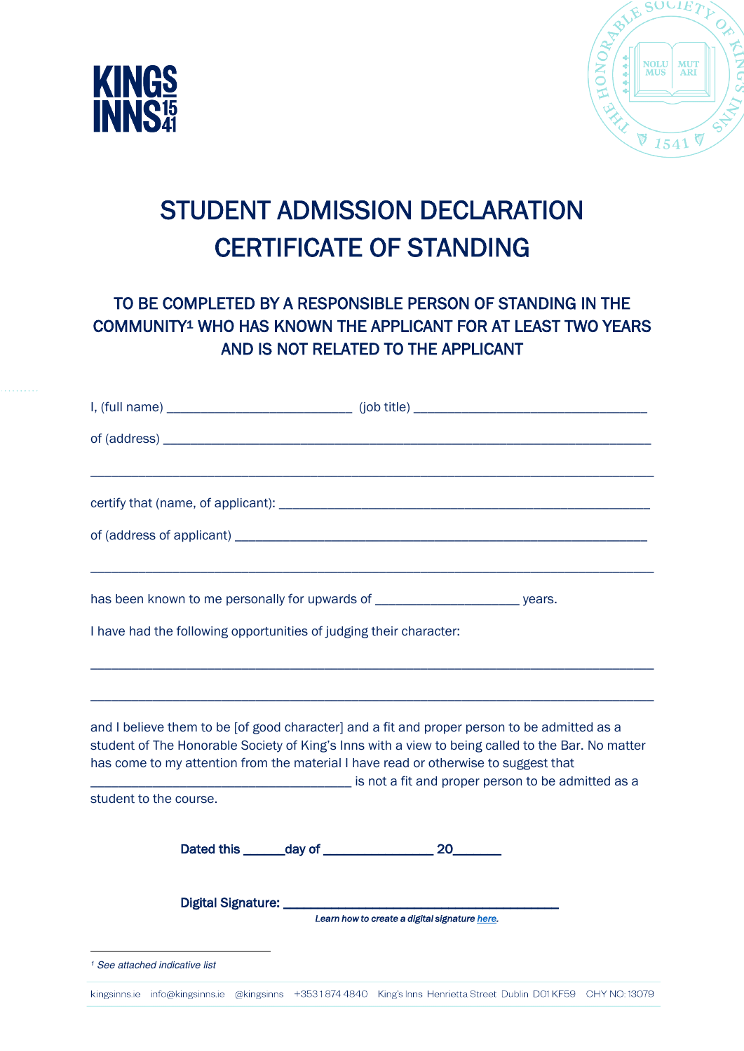KINGS INNS 1541

# STUDENT ADMISSION DECLARATION CERTIFICATE OF STANDING

## TO BE COMPLETED BY A RESPONSIBLE PERSON OF STANDING IN THE COMMUNITY[1] WHO HAS KNOWN THE APPLICANT FOR AT LEAST TWO YEARS AND IS NOT RELATED TO THE APPLICANT

I, (full name) ___________________________ (job title) __________________________________

of (address) _________________________________________________________________________

_____________________________________________________________________________________

certify that (name, of applicant): ______________________________________________________

of (address of applicant) ___________________________________________________________

_____________________________________________________________________________________

has been known to me personally for upwards of ____________________ years.

I have had the following opportunities of judging their character:

_____________________________________________________________________________________

_____________________________________________________________________________________

and I believe them to be [of good character] and a fit and proper person to be admitted as a student of The Honorable Society of King's Inns with a view to being called to the Bar. No matter has come to my attention from the material I have read or otherwise to suggest that _____________________________________ is not a fit and proper person to be admitted as a student to the course.

**Dated this ______day of ________________ 20_______**

**Digital Signature:** ________________________________________

*Learn how to create a digital signature here.*

[1] *See attached indicative list*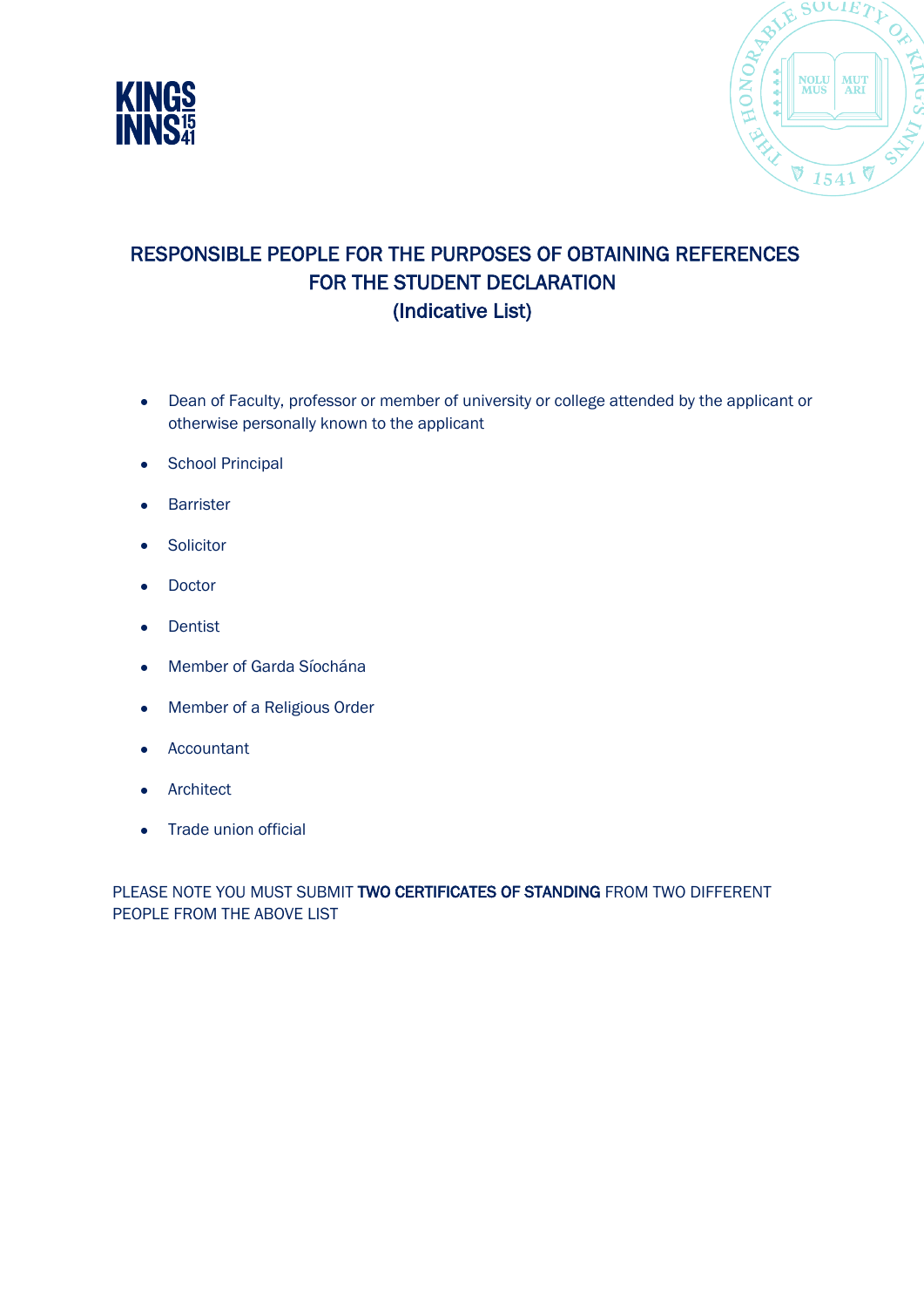# RESPONSIBLE PEOPLE FOR THE PURPOSES OF OBTAINING REFERENCES FOR THE STUDENT DECLARATION
## (Indicative List)

- Dean of Faculty, professor or member of university or college attended by the applicant or otherwise personally known to the applicant
- School Principal
- Barrister
- Solicitor
- Doctor
- Dentist
- Member of Garda Síochána
- Member of a Religious Order
- Accountant
- Architect
- Trade union official

PLEASE NOTE YOU MUST SUBMIT **TWO CERTIFICATES OF STANDING** FROM TWO DIFFERENT PEOPLE FROM THE ABOVE LIST